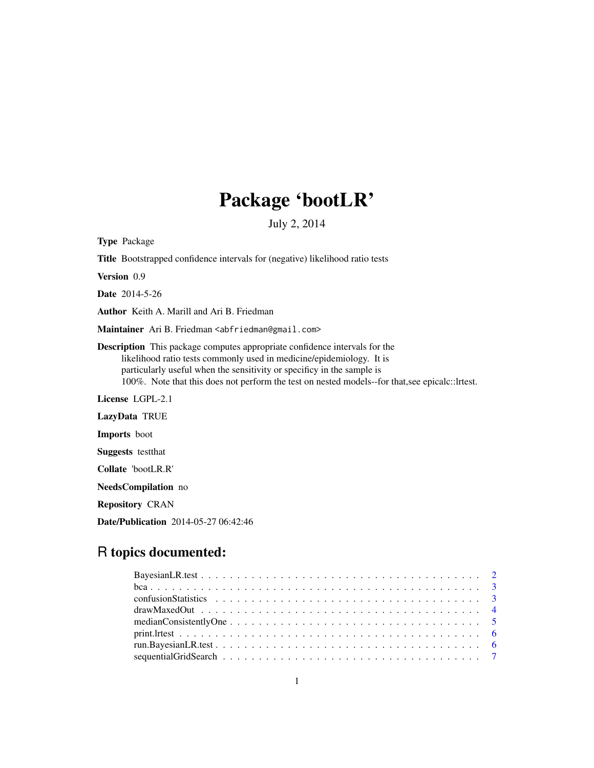# Package 'bootLR'

July 2, 2014

**Type** Package

**Title** Bootstrapped confidence intervals for (negative) likelihood ratio tests

**Version** 0.9

**Date** 2014-5-26

**Author** Keith A. Marill and Ari B. Friedman

**Maintainer** Ari B. Friedman <abfriedman@gmail.com>

**Description** This package computes appropriate confidence intervals for the likelihood ratio tests commonly used in medicine/epidemiology. It is particularly useful when the sensitivity or specificy in the sample is 100%. Note that this does not perform the test on nested models--for that,see epicalc::lrtest.

**License** LGPL-2.1

**LazyData** TRUE

**Imports** boot

**Suggests** testthat

**Collate** 'bootLR.R'

**NeedsCompilation** no

**Repository** CRAN

**Date/Publication** 2014-05-27 06:42:46

## R topics documented:

- BayesianLR.test . . . . . . . . . . . . . . . . . . . . . . . . . . . . . . . . . . . . . . . . 2
- bca . . . . . . . . . . . . . . . . . . . . . . . . . . . . . . . . . . . . . . . . . . . . . . 3
- confusionStatistics . . . . . . . . . . . . . . . . . . . . . . . . . . . . . . . . . . . . . . 3
- drawMaxedOut . . . . . . . . . . . . . . . . . . . . . . . . . . . . . . . . . . . . . . . . 4
- medianConsistentlyOne . . . . . . . . . . . . . . . . . . . . . . . . . . . . . . . . . . . . 5
- print.lrtest . . . . . . . . . . . . . . . . . . . . . . . . . . . . . . . . . . . . . . . . . . 6
- run.BayesianLR.test . . . . . . . . . . . . . . . . . . . . . . . . . . . . . . . . . . . . . 6
- sequentialGridSearch . . . . . . . . . . . . . . . . . . . . . . . . . . . . . . . . . . . . . 7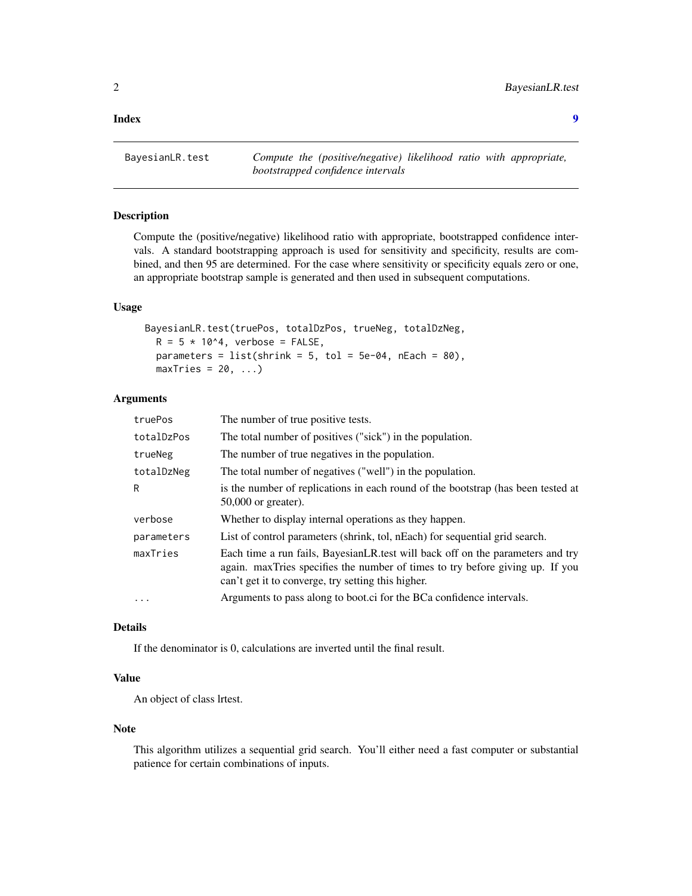**Index** **9**

---

`BayesianLR.test` *Compute the (positive/negative) likelihood ratio with appropriate, bootstrapped confidence intervals*

---

### Description

Compute the (positive/negative) likelihood ratio with appropriate, bootstrapped confidence intervals. A standard bootstrapping approach is used for sensitivity and specificity, results are combined, and then 95 are determined. For the case where sensitivity or specificity equals zero or one, an appropriate bootstrap sample is generated and then used in subsequent computations.

### Usage

```
BayesianLR.test(truePos, totalDzPos, trueNeg, totalDzNeg,
  R = 5 * 10^4, verbose = FALSE,
  parameters = list(shrink = 5, tol = 5e-04, nEach = 80),
  maxTries = 20, ...)
```

### Arguments

| | |
|---|---|
| `truePos` | The number of true positive tests. |
| `totalDzPos` | The total number of positives ("sick") in the population. |
| `trueNeg` | The number of true negatives in the population. |
| `totalDzNeg` | The total number of negatives ("well") in the population. |
| `R` | is the number of replications in each round of the bootstrap (has been tested at 50,000 or greater). |
| `verbose` | Whether to display internal operations as they happen. |
| `parameters` | List of control parameters (shrink, tol, nEach) for sequential grid search. |
| `maxTries` | Each time a run fails, BayesianLR.test will back off on the parameters and try again. maxTries specifies the number of times to try before giving up. If you can't get it to converge, try setting this higher. |
| `...` | Arguments to pass along to boot.ci for the BCa confidence intervals. |

### Details

If the denominator is 0, calculations are inverted until the final result.

### Value

An object of class lrtest.

### Note

This algorithm utilizes a sequential grid search. You'll either need a fast computer or substantial patience for certain combinations of inputs.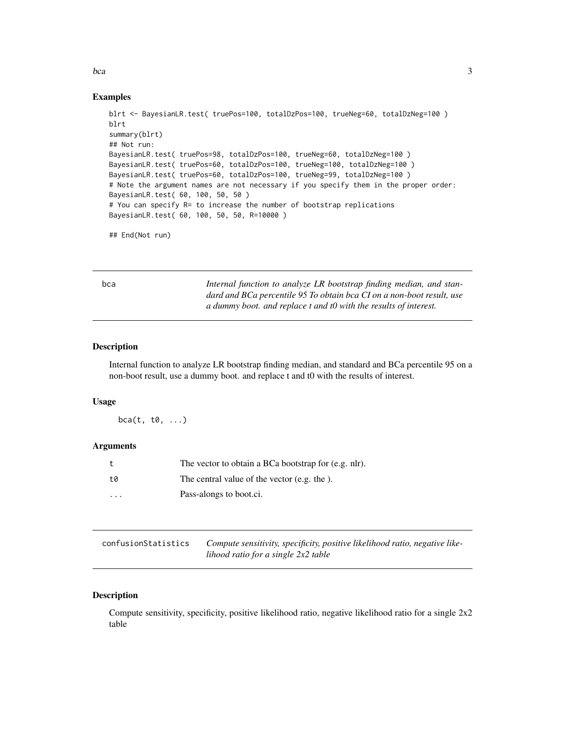## Examples

```
blrt <- BayesianLR.test( truePos=100, totalDzPos=100, trueNeg=60, totalDzNeg=100 )
blrt
summary(blrt)
## Not run:
BayesianLR.test( truePos=98, totalDzPos=100, trueNeg=60, totalDzNeg=100 )
BayesianLR.test( truePos=60, totalDzPos=100, trueNeg=100, totalDzNeg=100 )
BayesianLR.test( truePos=60, totalDzPos=100, trueNeg=99, totalDzNeg=100 )
# Note the argument names are not necessary if you specify them in the proper order:
BayesianLR.test( 60, 100, 50, 50 )
# You can specify R= to increase the number of bootstrap replications
BayesianLR.test( 60, 100, 50, 50, R=10000 )

## End(Not run)
```

---

# bca

*Internal function to analyze LR bootstrap finding median, and standard and BCa percentile 95 To obtain bca CI on a non-boot result, use a dummy boot. and replace t and t0 with the results of interest.*

## Description

Internal function to analyze LR bootstrap finding median, and standard and BCa percentile 95 on a non-boot result, use a dummy boot. and replace t and t0 with the results of interest.

## Usage

```
bca(t, t0, ...)
```

## Arguments

| | |
|---|---|
| t | The vector to obtain a BCa bootstrap for (e.g. nlr). |
| t0 | The central value of the vector (e.g. the ). |
| ... | Pass-alongs to boot.ci. |

---

# confusionStatistics

*Compute sensitivity, specificity, positive likelihood ratio, negative likelihood ratio for a single 2x2 table*

## Description

Compute sensitivity, specificity, positive likelihood ratio, negative likelihood ratio for a single 2x2 table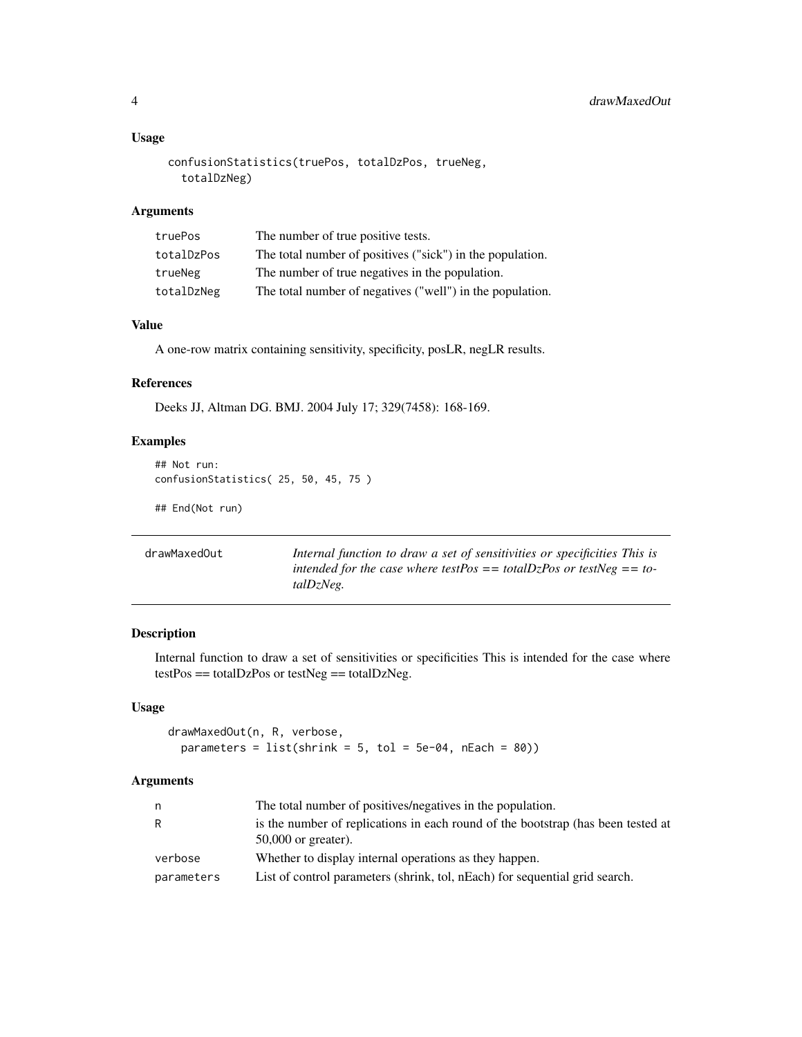### Usage

```
confusionStatistics(truePos, totalDzPos, trueNeg,
  totalDzNeg)
```

### Arguments

| | |
|---|---|
| truePos | The number of true positive tests. |
| totalDzPos | The total number of positives ("sick") in the population. |
| trueNeg | The number of true negatives in the population. |
| totalDzNeg | The total number of negatives ("well") in the population. |

### Value

A one-row matrix containing sensitivity, specificity, posLR, negLR results.

### References

Deeks JJ, Altman DG. BMJ. 2004 July 17; 329(7458): 168-169.

### Examples

```
## Not run:
confusionStatistics( 25, 50, 45, 75 )

## End(Not run)
```

---

## drawMaxedOut

*Internal function to draw a set of sensitivities or specificities This is intended for the case where testPos == totalDzPos or testNeg == totalDzNeg.*

---

### Description

Internal function to draw a set of sensitivities or specificities This is intended for the case where testPos == totalDzPos or testNeg == totalDzNeg.

### Usage

```
drawMaxedOut(n, R, verbose,
  parameters = list(shrink = 5, tol = 5e-04, nEach = 80))
```

### Arguments

| | |
|---|---|
| n | The total number of positives/negatives in the population. |
| R | is the number of replications in each round of the bootstrap (has been tested at 50,000 or greater). |
| verbose | Whether to display internal operations as they happen. |
| parameters | List of control parameters (shrink, tol, nEach) for sequential grid search. |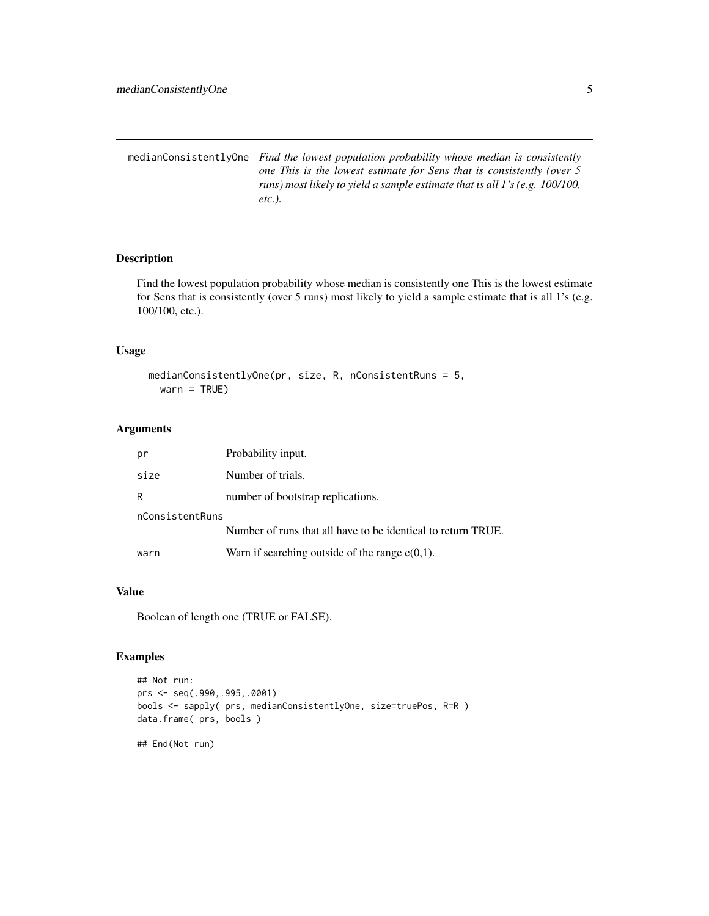`medianConsistentlyOne` *Find the lowest population probability whose median is consistently one This is the lowest estimate for Sens that is consistently (over 5 runs) most likely to yield a sample estimate that is all 1's (e.g. 100/100, etc.).*

## Description

Find the lowest population probability whose median is consistently one This is the lowest estimate for Sens that is consistently (over 5 runs) most likely to yield a sample estimate that is all 1's (e.g. 100/100, etc.).

## Usage

```
medianConsistentlyOne(pr, size, R, nConsistentRuns = 5,
  warn = TRUE)
```

## Arguments

| | |
|---|---|
| `pr` | Probability input. |
| `size` | Number of trials. |
| `R` | number of bootstrap replications. |
| `nConsistentRuns` | Number of runs that all have to be identical to return TRUE. |
| `warn` | Warn if searching outside of the range c(0,1). |

## Value

Boolean of length one (TRUE or FALSE).

## Examples

```
## Not run:
prs <- seq(.990,.995,.0001)
bools <- sapply( prs, medianConsistentlyOne, size=truePos, R=R )
data.frame( prs, bools )

## End(Not run)
```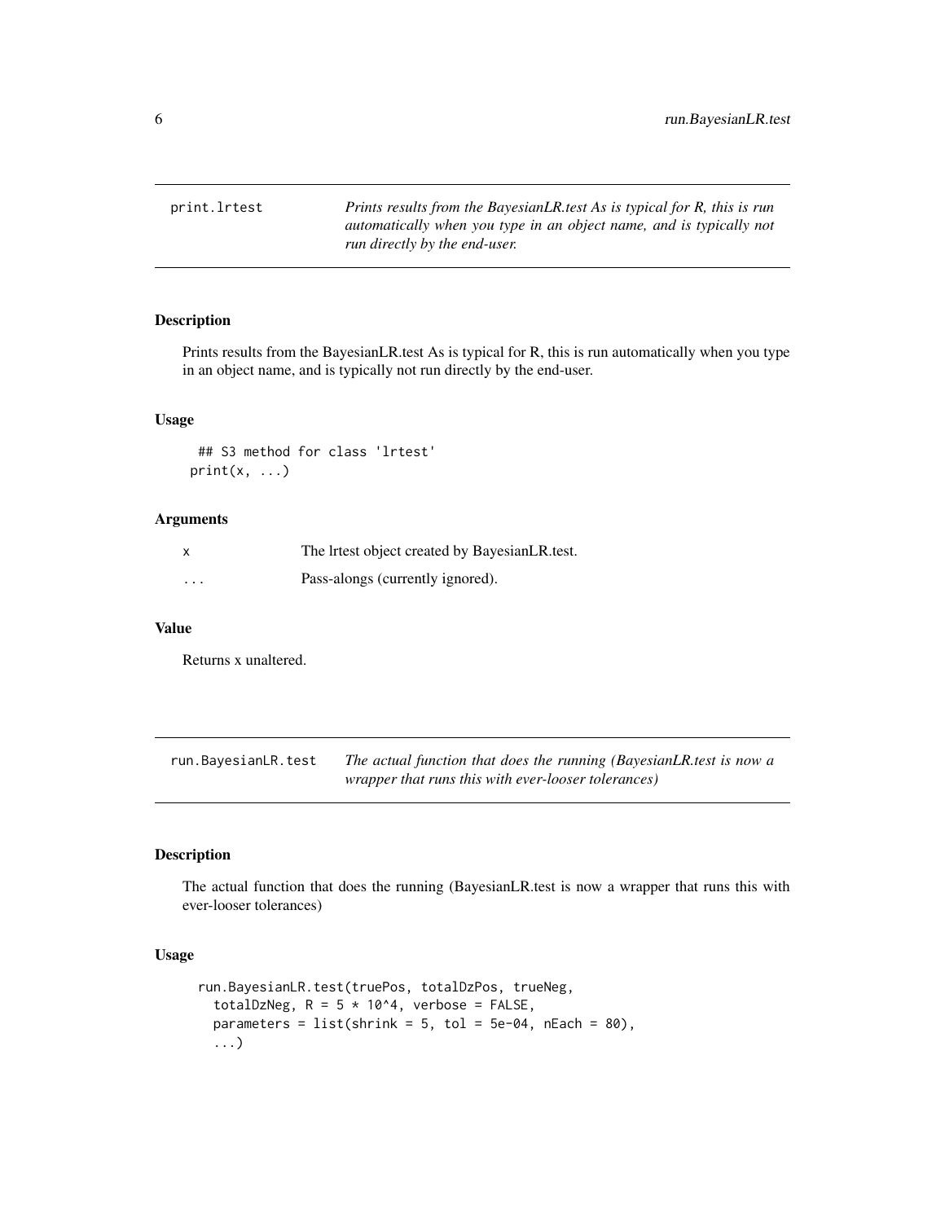## print.lrtest

*Prints results from the BayesianLR.test As is typical for R, this is run automatically when you type in an object name, and is typically not run directly by the end-user.*

### Description

Prints results from the BayesianLR.test As is typical for R, this is run automatically when you type in an object name, and is typically not run directly by the end-user.

### Usage

```
 ## S3 method for class 'lrtest'
print(x, ...)
```

### Arguments

| | |
|---|---|
| x | The lrtest object created by BayesianLR.test. |
| ... | Pass-alongs (currently ignored). |

### Value

Returns x unaltered.

## run.BayesianLR.test

*The actual function that does the running (BayesianLR.test is now a wrapper that runs this with ever-looser tolerances)*

### Description

The actual function that does the running (BayesianLR.test is now a wrapper that runs this with ever-looser tolerances)

### Usage

```
run.BayesianLR.test(truePos, totalDzPos, trueNeg,
  totalDzNeg, R = 5 * 10^4, verbose = FALSE,
  parameters = list(shrink = 5, tol = 5e-04, nEach = 80),
  ...)
```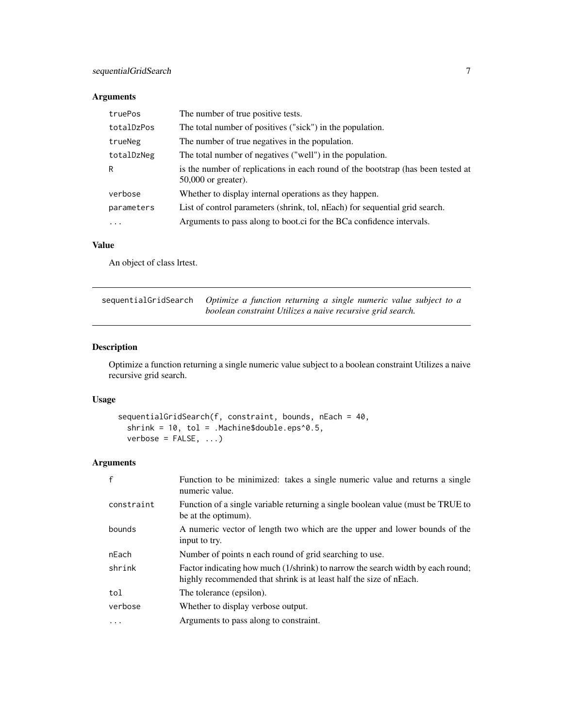### Arguments

| | |
|---|---|
| truePos | The number of true positive tests. |
| totalDzPos | The total number of positives ("sick") in the population. |
| trueNeg | The number of true negatives in the population. |
| totalDzNeg | The total number of negatives ("well") in the population. |
| R | is the number of replications in each round of the bootstrap (has been tested at 50,000 or greater). |
| verbose | Whether to display internal operations as they happen. |
| parameters | List of control parameters (shrink, tol, nEach) for sequential grid search. |
| ... | Arguments to pass along to boot.ci for the BCa confidence intervals. |

### Value

An object of class lrtest.

---

## sequentialGridSearch *Optimize a function returning a single numeric value subject to a boolean constraint Utilizes a naive recursive grid search.*

---

### Description

Optimize a function returning a single numeric value subject to a boolean constraint Utilizes a naive recursive grid search.

### Usage

```
sequentialGridSearch(f, constraint, bounds, nEach = 40,
  shrink = 10, tol = .Machine$double.eps^0.5,
  verbose = FALSE, ...)
```

### Arguments

| | |
|---|---|
| f | Function to be minimized: takes a single numeric value and returns a single numeric value. |
| constraint | Function of a single variable returning a single boolean value (must be TRUE to be at the optimum). |
| bounds | A numeric vector of length two which are the upper and lower bounds of the input to try. |
| nEach | Number of points n each round of grid searching to use. |
| shrink | Factor indicating how much (1/shrink) to narrow the search width by each round; highly recommended that shrink is at least half the size of nEach. |
| tol | The tolerance (epsilon). |
| verbose | Whether to display verbose output. |
| ... | Arguments to pass along to constraint. |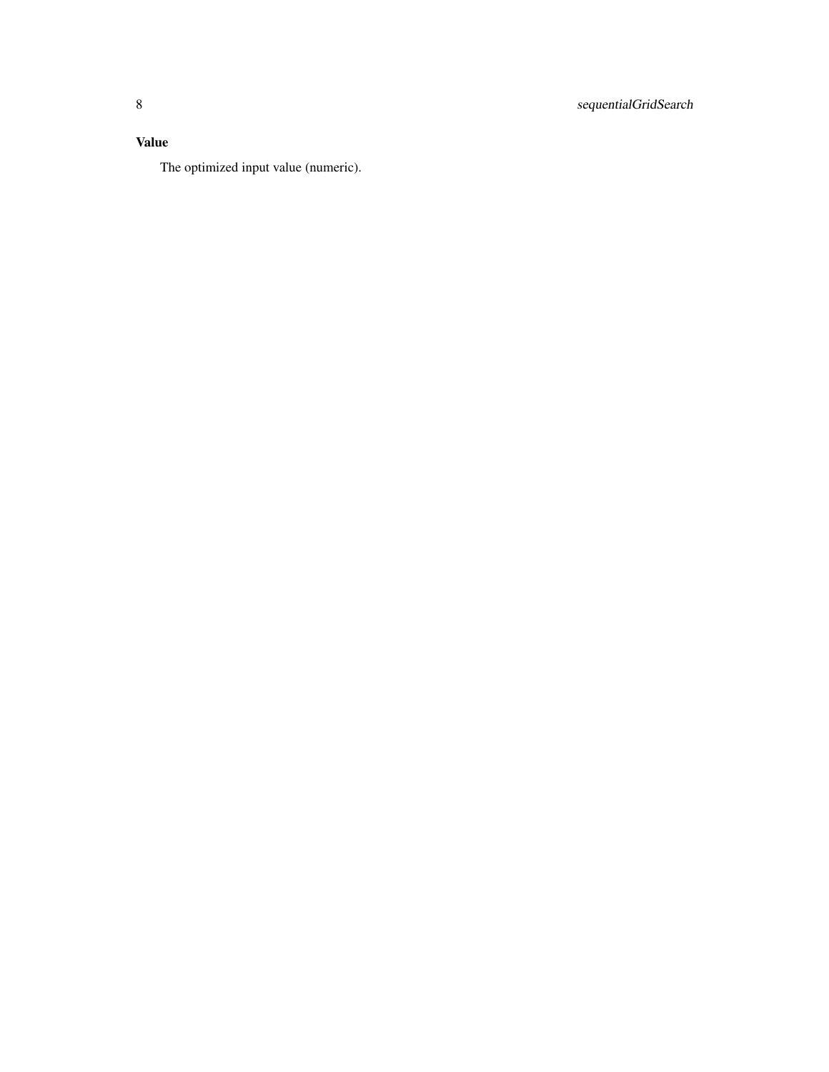### Value

The optimized input value (numeric).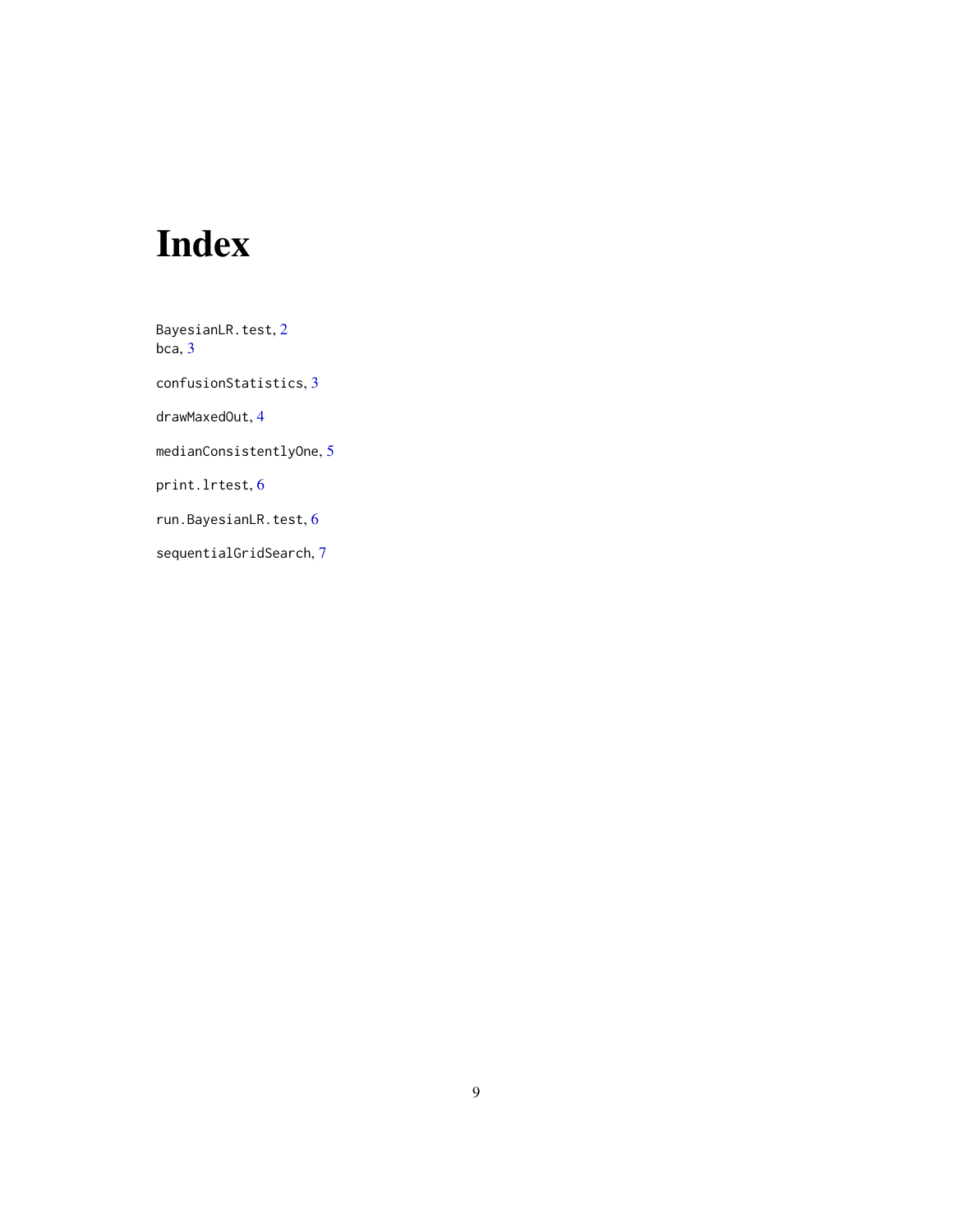# Index

BayesianLR.test, 2
bca, 3

confusionStatistics, 3

drawMaxedOut, 4

medianConsistentlyOne, 5

print.lrtest, 6

run.BayesianLR.test, 6

sequentialGridSearch, 7